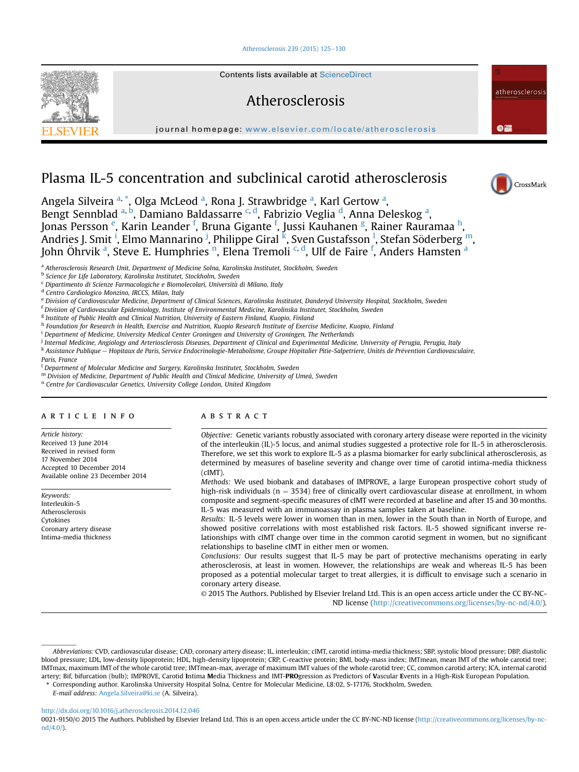# Plasma IL-5 concentration and subclinical carotid atherosclerosis

Angela Silveira [a,*], Olga McLeod [a], Rona J. Strawbridge [a], Karl Gertow [a], Bengt Sennblad [a,b], Damiano Baldassarre [c,d], Fabrizio Veglia [d], Anna Deleskog [a], Jonas Persson [e], Karin Leander [f], Bruna Gigante [f], Jussi Kauhanen [g], Rainer Rauramaa [h], Andries J. Smit [i], Elmo Mannarino [j], Philippe Giral [k], Sven Gustafsson [l], Stefan Söderberg [m], John Öhrvik [a], Steve E. Humphries [n], Elena Tremoli [c,d], Ulf de Faire [f], Anders Hamsten [a]

[a] Atherosclerosis Research Unit, Department of Medicine Solna, Karolinska Institutet, Stockholm, Sweden
[b] Science for Life Laboratory, Karolinska Institutet, Stockholm, Sweden
[c] Dipartimento di Scienze Farmacologiche e Biomolecolari, Università di Milano, Italy
[d] Centro Cardiologico Monzino, IRCCS, Milan, Italy
[e] Division of Cardiovascular Medicine, Department of Clinical Sciences, Karolinska Institutet, Danderyd University Hospital, Stockholm, Sweden
[f] Division of Cardiovascular Epidemiology, Institute of Environmental Medicine, Karolinska Institutet, Stockholm, Sweden
[g] Institute of Public Health and Clinical Nutrition, University of Eastern Finland, Kuopio, Finland
[h] Foundation for Research in Health, Exercise and Nutrition, Kuopio Research Institute of Exercise Medicine, Kuopio, Finland
[i] Department of Medicine, University Medical Center Groningen and University of Groningen, The Netherlands
[j] Internal Medicine, Angiology and Arteriosclerosis Diseases, Department of Clinical and Experimental Medicine, University of Perugia, Perugia, Italy
[k] Assistance Publique – Hopitaux de Paris, Service Endocrinologie-Metabolisme, Groupe Hôpitalier Pitie-Salpetriere, Unités de Prévention Cardiovasculaire, Paris, France
[l] Department of Molecular Medicine and Surgery, Karolinska Institutet, Stockholm, Sweden
[m] Division of Medicine, Department of Public Health and Clinical Medicine, University of Umeå, Sweden
[n] Centre for Cardiovascular Genetics, University College London, United Kingdom

## ARTICLE INFO

*Article history:*
Received 13 June 2014
Received in revised form
17 November 2014
Accepted 10 December 2014
Available online 23 December 2014

*Keywords:*
Interleukin-5
Atherosclerosis
Cytokines
Coronary artery disease
Intima-media thickness

## ABSTRACT

*Objective:* Genetic variants robustly associated with coronary artery disease were reported in the vicinity of the interleukin (IL)-5 locus, and animal studies suggested a protective role for IL-5 in atherosclerosis. Therefore, we set this work to explore IL-5 as a plasma biomarker for early subclinical atherosclerosis, as determined by measures of baseline severity and change over time of carotid intima-media thickness (cIMT).

*Methods:* We used biobank and databases of IMPROVE, a large European prospective cohort study of high-risk individuals ($n = 3534$) free of clinically overt cardiovascular disease at enrollment, in whom composite and segment-specific measures of cIMT were recorded at baseline and after 15 and 30 months. IL-5 was measured with an immunoassay in plasma samples taken at baseline.

*Results:* IL-5 levels were lower in women than in men, lower in the South than in North of Europe, and showed positive correlations with most established risk factors. IL-5 showed significant inverse relationships with cIMT change over time in the common carotid segment in women, but no significant relationships to baseline cIMT in either men or women.

*Conclusions:* Our results suggest that IL-5 may be part of protective mechanisms operating in early atherosclerosis, at least in women. However, the relationships are weak and whereas IL-5 has been proposed as a potential molecular target to treat allergies, it is difficult to envisage such a scenario in coronary artery disease.

© 2015 The Authors. Published by Elsevier Ireland Ltd. This is an open access article under the CC BY-NC-ND license (http://creativecommons.org/licenses/by-nc-nd/4.0/).

---

*Abbreviations:* CVD, cardiovascular disease; CAD, coronary artery disease; IL, interleukin; cIMT, carotid intima-media thickness; SBP, systolic blood pressure; DBP, diastolic blood pressure; LDL, low-density lipoprotein; HDL, high-density lipoprotein; CRP, C-reactive protein; BMI, body-mass index; IMTmean, mean IMT of the whole carotid tree; IMTmax, maximum IMT of the whole carotid tree; IMTmean-max, average of maximum IMT values of the whole carotid tree; CC, common carotid artery; ICA, internal carotid artery; Bif, bifurcation (bulb); IMPROVE, Carotid **I**ntima **M**edia Thickness and IMT-**PRO**gression as Predictors of **V**ascular **E**vents in a High-Risk European Population.

\* Corresponding author. Karolinska University Hospital Solna, Centre for Molecular Medicine, L8:02, S-17176, Stockholm, Sweden.
*E-mail address:* Angela.Silveira@ki.se (A. Silveira).

http://dx.doi.org/10.1016/j.atherosclerosis.2014.12.046
0021-9150/© 2015 The Authors. Published by Elsevier Ireland Ltd. This is an open access article under the CC BY-NC-ND license (http://creativecommons.org/licenses/by-nc-nd/4.0/).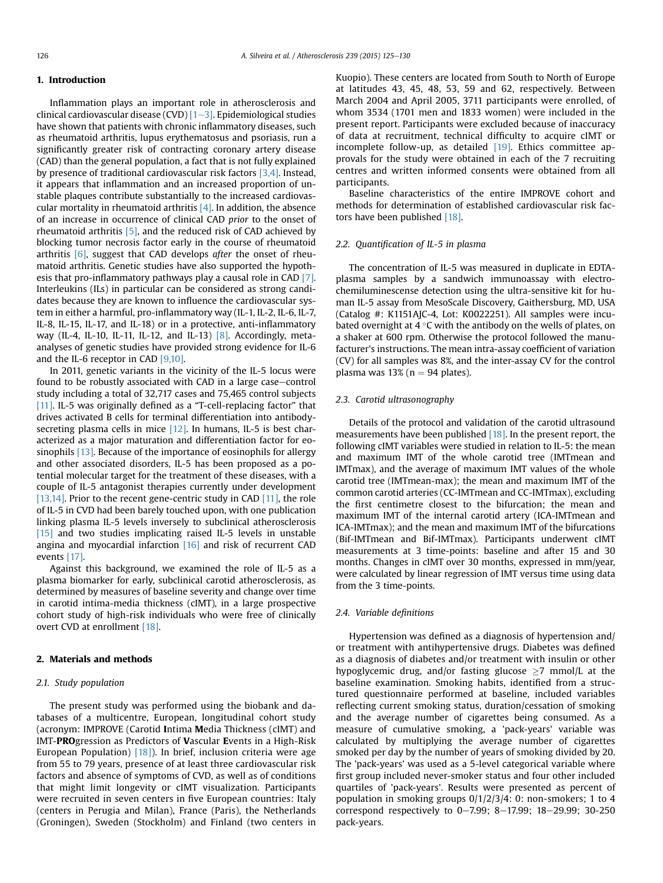## 1. Introduction

Inflammation plays an important role in atherosclerosis and clinical cardiovascular disease (CVD) [1–3]. Epidemiological studies have shown that patients with chronic inflammatory diseases, such as rheumatoid arthritis, lupus erythematosus and psoriasis, run a significantly greater risk of contracting coronary artery disease (CAD) than the general population, a fact that is not fully explained by presence of traditional cardiovascular risk factors [3,4]. Instead, it appears that inflammation and an increased proportion of unstable plaques contribute substantially to the increased cardiovascular mortality in rheumatoid arthritis [4]. In addition, the absence of an increase in occurrence of clinical CAD *prior* to the onset of rheumatoid arthritis [5], and the reduced risk of CAD achieved by blocking tumor necrosis factor early in the course of rheumatoid arthritis [6], suggest that CAD develops *after* the onset of rheumatoid arthritis. Genetic studies have also supported the hypothesis that pro-inflammatory pathways play a causal role in CAD [7]. Interleukins (ILs) in particular can be considered as strong candidates because they are known to influence the cardiovascular system in either a harmful, pro-inflammatory way (IL-1, IL-2, IL-6, IL-7, IL-8, IL-15, IL-17, and IL-18) or in a protective, anti-inflammatory way (IL-4, IL-10, IL-11, IL-12, and IL-13) [8]. Accordingly, meta-analyses of genetic studies have provided strong evidence for IL-6 and the IL-6 receptor in CAD [9,10].

In 2011, genetic variants in the vicinity of the IL-5 locus were found to be robustly associated with CAD in a large case–control study including a total of 32,717 cases and 75,465 control subjects [11]. IL-5 was originally defined as a "T-cell-replacing factor" that drives activated B cells for terminal differentiation into antibody-secreting plasma cells in mice [12]. In humans, IL-5 is best characterized as a major maturation and differentiation factor for eosinophils [13]. Because of the importance of eosinophils for allergy and other associated disorders, IL-5 has been proposed as a potential molecular target for the treatment of these diseases, with a couple of IL-5 antagonist therapies currently under development [13,14]. Prior to the recent gene-centric study in CAD [11], the role of IL-5 in CVD had been barely touched upon, with one publication linking plasma IL-5 levels inversely to subclinical atherosclerosis [15] and two studies implicating raised IL-5 levels in unstable angina and myocardial infarction [16] and risk of recurrent CAD events [17].

Against this background, we examined the role of IL-5 as a plasma biomarker for early, subclinical carotid atherosclerosis, as determined by measures of baseline severity and change over time in carotid intima-media thickness (cIMT), in a large prospective cohort study of high-risk individuals who were free of clinically overt CVD at enrollment [18].

## 2. Materials and methods

### 2.1. Study population

The present study was performed using the biobank and databases of a multicentre, European, longitudinal cohort study (acronym: IMPROVE (Carotid **I**ntima **M**edia Thickness (cIMT) and IMT-**PRO**gression as Predictors of **V**ascular **E**vents in a High-Risk European Population) [18]). In brief, inclusion criteria were age from 55 to 79 years, presence of at least three cardiovascular risk factors and absence of symptoms of CVD, as well as of conditions that might limit longevity or cIMT visualization. Participants were recruited in seven centers in five European countries: Italy (centers in Perugia and Milan), France (Paris), the Netherlands (Groningen), Sweden (Stockholm) and Finland (two centers in Kuopio). These centers are located from South to North of Europe at latitudes 43, 45, 48, 53, 59 and 62, respectively. Between March 2004 and April 2005, 3711 participants were enrolled, of whom 3534 (1701 men and 1833 women) were included in the present report. Participants were excluded because of inaccuracy of data at recruitment, technical difficulty to acquire cIMT or incomplete follow-up, as detailed [19]. Ethics committee approvals for the study were obtained in each of the 7 recruiting centres and written informed consents were obtained from all participants.

Baseline characteristics of the entire IMPROVE cohort and methods for determination of established cardiovascular risk factors have been published [18].

### 2.2. Quantification of IL-5 in plasma

The concentration of IL-5 was measured in duplicate in EDTA-plasma samples by a sandwich immunoassay with electro-chemiluminescense detection using the ultra-sensitive kit for human IL-5 assay from MesoScale Discovery, Gaithersburg, MD, USA (Catalog #: K1151AJC-4, Lot: K0022251). All samples were incubated overnight at 4 °C with the antibody on the wells of plates, on a shaker at 600 rpm. Otherwise the protocol followed the manufacturer's instructions. The mean intra-assay coefficient of variation (CV) for all samples was 8%, and the inter-assay CV for the control plasma was 13% (n = 94 plates).

### 2.3. Carotid ultrasonography

Details of the protocol and validation of the carotid ultrasound measurements have been published [18]. In the present report, the following cIMT variables were studied in relation to IL-5: the mean and maximum IMT of the whole carotid tree (IMTmean and IMTmax), and the average of maximum IMT values of the whole carotid tree (IMTmean-max); the mean and maximum IMT of the common carotid arteries (CC-IMTmean and CC-IMTmax), excluding the first centimetre closest to the bifurcation; the mean and maximum IMT of the internal carotid artery (ICA-IMTmean and ICA-IMTmax); and the mean and maximum IMT of the bifurcations (Bif-IMTmean and Bif-IMTmax). Participants underwent cIMT measurements at 3 time-points: baseline and after 15 and 30 months. Changes in cIMT over 30 months, expressed in mm/year, were calculated by linear regression of IMT versus time using data from the 3 time-points.

### 2.4. Variable definitions

Hypertension was defined as a diagnosis of hypertension and/or treatment with antihypertensive drugs. Diabetes was defined as a diagnosis of diabetes and/or treatment with insulin or other hypoglycemic drug, and/or fasting glucose $\geq$7 mmol/L at the baseline examination. Smoking habits, identified from a structured questionnaire performed at baseline, included variables reflecting current smoking status, duration/cessation of smoking and the average number of cigarettes being consumed. As a measure of cumulative smoking, a 'pack-years' variable was calculated by multiplying the average number of cigarettes smoked per day by the number of years of smoking divided by 20. The 'pack-years' was used as a 5-level categorical variable where first group included never-smoker status and four other included quartiles of 'pack-years'. Results were presented as percent of population in smoking groups 0/1/2/3/4: 0: non-smokers; 1 to 4 correspond respectively to 0–7.99; 8–17.99; 18–29.99; 30-250 pack-years.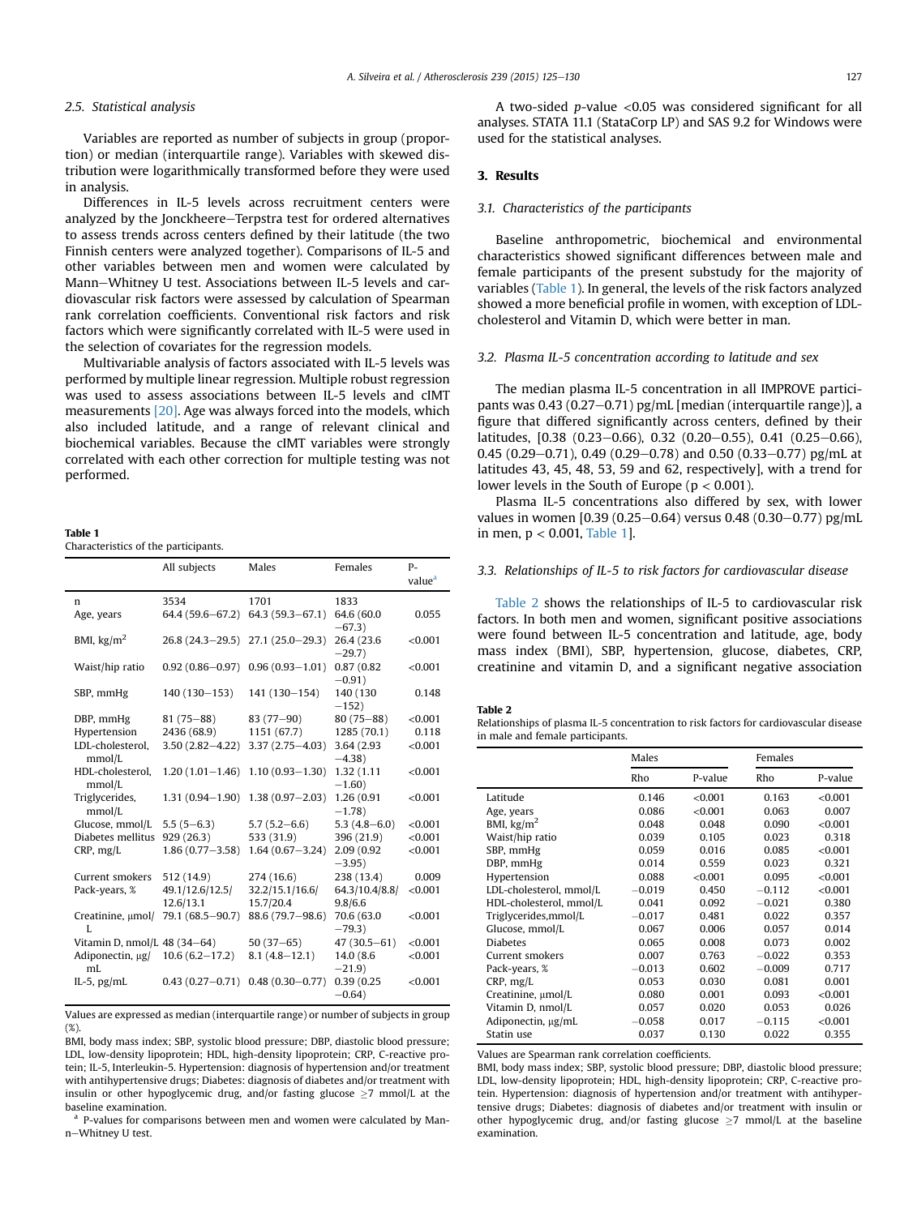### 2.5. Statistical analysis

Variables are reported as number of subjects in group (proportion) or median (interquartile range). Variables with skewed distribution were logarithmically transformed before they were used in analysis.

Differences in IL-5 levels across recruitment centers were analyzed by the Jonckheere–Terpstra test for ordered alternatives to assess trends across centers defined by their latitude (the two Finnish centers were analyzed together). Comparisons of IL-5 and other variables between men and women were calculated by Mann–Whitney U test. Associations between IL-5 levels and cardiovascular risk factors were assessed by calculation of Spearman rank correlation coefficients. Conventional risk factors and risk factors which were significantly correlated with IL-5 were used in the selection of covariates for the regression models.

Multivariable analysis of factors associated with IL-5 levels was performed by multiple linear regression. Multiple robust regression was used to assess associations between IL-5 levels and cIMT measurements [20]. Age was always forced into the models, which also included latitude, and a range of relevant clinical and biochemical variables. Because the cIMT variables were strongly correlated with each other correction for multiple testing was not performed.

A two-sided $p$-value $<0.05$ was considered significant for all analyses. STATA 11.1 (StataCorp LP) and SAS 9.2 for Windows were used for the statistical analyses.

## 3. Results

### 3.1. Characteristics of the participants

Baseline anthropometric, biochemical and environmental characteristics showed significant differences between male and female participants of the present substudy for the majority of variables (Table 1). In general, the levels of the risk factors analyzed showed a more beneficial profile in women, with exception of LDL-cholesterol and Vitamin D, which were better in man.

### 3.2. Plasma IL-5 concentration according to latitude and sex

The median plasma IL-5 concentration in all IMPROVE participants was 0.43 (0.27–0.71) pg/mL [median (interquartile range)], a figure that differed significantly across centers, defined by their latitudes, [0.38 (0.23–0.66), 0.32 (0.20–0.55), 0.41 (0.25–0.66), 0.45 (0.29–0.71), 0.49 (0.29–0.78) and 0.50 (0.33–0.77) pg/mL at latitudes 43, 45, 48, 53, 59 and 62, respectively], with a trend for lower levels in the South of Europe ($p < 0.001$).

Plasma IL-5 concentrations also differed by sex, with lower values in women [0.39 (0.25–0.64) versus 0.48 (0.30–0.77) pg/mL in men, $p < 0.001$, Table 1].

**Table 1**
Characteristics of the participants.

| | All subjects | Males | Females | P-value[a] |
|---|---|---|---|---|
| n | 3534 | 1701 | 1833 | |
| Age, years | 64.4 (59.6–67.2) | 64.3 (59.3–67.1) | 64.6 (60.0–67.3) | 0.055 |
| BMI, kg/m$^2$ | 26.8 (24.3–29.5) | 27.1 (25.0–29.3) | 26.4 (23.6–29.7) | <0.001 |
| Waist/hip ratio | 0.92 (0.86–0.97) | 0.96 (0.93–1.01) | 0.87 (0.82–0.91) | <0.001 |
| SBP, mmHg | 140 (130–153) | 141 (130–154) | 140 (130–152) | 0.148 |
| DBP, mmHg | 81 (75–88) | 83 (77–90) | 80 (75–88) | <0.001 |
| Hypertension | 2436 (68.9) | 1151 (67.7) | 1285 (70.1) | 0.118 |
| LDL-cholesterol, mmol/L | 3.50 (2.82–4.22) | 3.37 (2.75–4.03) | 3.64 (2.93–4.38) | <0.001 |
| HDL-cholesterol, mmol/L | 1.20 (1.01–1.46) | 1.10 (0.93–1.30) | 1.32 (1.11–1.60) | <0.001 |
| Triglycerides, mmol/L | 1.31 (0.94–1.90) | 1.38 (0.97–2.03) | 1.26 (0.91–1.78) | <0.001 |
| Glucose, mmol/L | 5.5 (5–6.3) | 5.7 (5.2–6.6) | 5.3 (4.8–6.0) | <0.001 |
| Diabetes mellitus | 929 (26.3) | 533 (31.9) | 396 (21.9) | <0.001 |
| CRP, mg/L | 1.86 (0.77–3.58) | 1.64 (0.67–3.24) | 2.09 (0.92–3.95) | <0.001 |
| Current smokers | 512 (14.9) | 274 (16.6) | 238 (13.4) | 0.009 |
| Pack-years, % | 49.1/12.6/12.5/12.6/13.1 | 32.2/15.1/16.6/15.7/20.4 | 64.3/10.4/8.8/9.8/6.6 | <0.001 |
| Creatinine, μmol/L | 79.1 (68.5–90.7) | 88.6 (79.7–98.6) | 70.6 (63.0–79.3) | <0.001 |
| Vitamin D, nmol/L | 48 (34–64) | 50 (37–65) | 47 (30.5–61) | <0.001 |
| Adiponectin, μg/mL | 10.6 (6.2–17.2) | 8.1 (4.8–12.1) | 14.0 (8.6–21.9) | <0.001 |
| IL-5, pg/mL | 0.43 (0.27–0.71) | 0.48 (0.30–0.77) | 0.39 (0.25–0.64) | <0.001 |

Values are expressed as median (interquartile range) or number of subjects in group (%).

BMI, body mass index; SBP, systolic blood pressure; DBP, diastolic blood pressure; LDL, low-density lipoprotein; HDL, high-density lipoprotein; CRP, C-reactive protein; IL-5, Interleukin-5. Hypertension: diagnosis of hypertension and/or treatment with antihypertensive drugs; Diabetes: diagnosis of diabetes and/or treatment with insulin or other hypoglycemic drug, and/or fasting glucose ≥7 mmol/L at the baseline examination.

[a] P-values for comparisons between men and women were calculated by Mann–Whitney U test.

### 3.3. Relationships of IL-5 to risk factors for cardiovascular disease

Table 2 shows the relationships of IL-5 to cardiovascular risk factors. In both men and women, significant positive associations were found between IL-5 concentration and latitude, age, body mass index (BMI), SBP, hypertension, glucose, diabetes, CRP, creatinine and vitamin D, and a significant negative association

**Table 2**
Relationships of plasma IL-5 concentration to risk factors for cardiovascular disease in male and female participants.

| | Males | | Females | |
|---|---|---|---|---|
| | Rho | P-value | Rho | P-value |
| Latitude | 0.146 | <0.001 | 0.163 | <0.001 |
| Age, years | 0.086 | <0.001 | 0.063 | 0.007 |
| BMI, kg/m$^2$ | 0.048 | 0.048 | 0.090 | <0.001 |
| Waist/hip ratio | 0.039 | 0.105 | 0.023 | 0.318 |
| SBP, mmHg | 0.059 | 0.016 | 0.085 | <0.001 |
| DBP, mmHg | 0.014 | 0.559 | 0.023 | 0.321 |
| Hypertension | 0.088 | <0.001 | 0.095 | <0.001 |
| LDL-cholesterol, mmol/L | −0.019 | 0.450 | −0.112 | <0.001 |
| HDL-cholesterol, mmol/L | 0.041 | 0.092 | −0.021 | 0.380 |
| Triglycerides,mmol/L | −0.017 | 0.481 | 0.022 | 0.357 |
| Glucose, mmol/L | 0.067 | 0.006 | 0.057 | 0.014 |
| Diabetes | 0.065 | 0.008 | 0.073 | 0.002 |
| Current smokers | 0.007 | 0.763 | −0.022 | 0.353 |
| Pack-years, % | −0.013 | 0.602 | −0.009 | 0.717 |
| CRP, mg/L | 0.053 | 0.030 | 0.081 | 0.001 |
| Creatinine, μmol/L | 0.080 | 0.001 | 0.093 | <0.001 |
| Vitamin D, nmol/L | 0.057 | 0.020 | 0.053 | 0.026 |
| Adiponectin, μg/mL | −0.058 | 0.017 | −0.115 | <0.001 |
| Statin use | 0.037 | 0.130 | 0.022 | 0.355 |

Values are Spearman rank correlation coefficients.

BMI, body mass index; SBP, systolic blood pressure; DBP, diastolic blood pressure; LDL, low-density lipoprotein; HDL, high-density lipoprotein; CRP, C-reactive protein. Hypertension: diagnosis of hypertension and/or treatment with antihypertensive drugs; Diabetes: diagnosis of diabetes and/or treatment with insulin or other hypoglycemic drug, and/or fasting glucose ≥7 mmol/L at the baseline examination.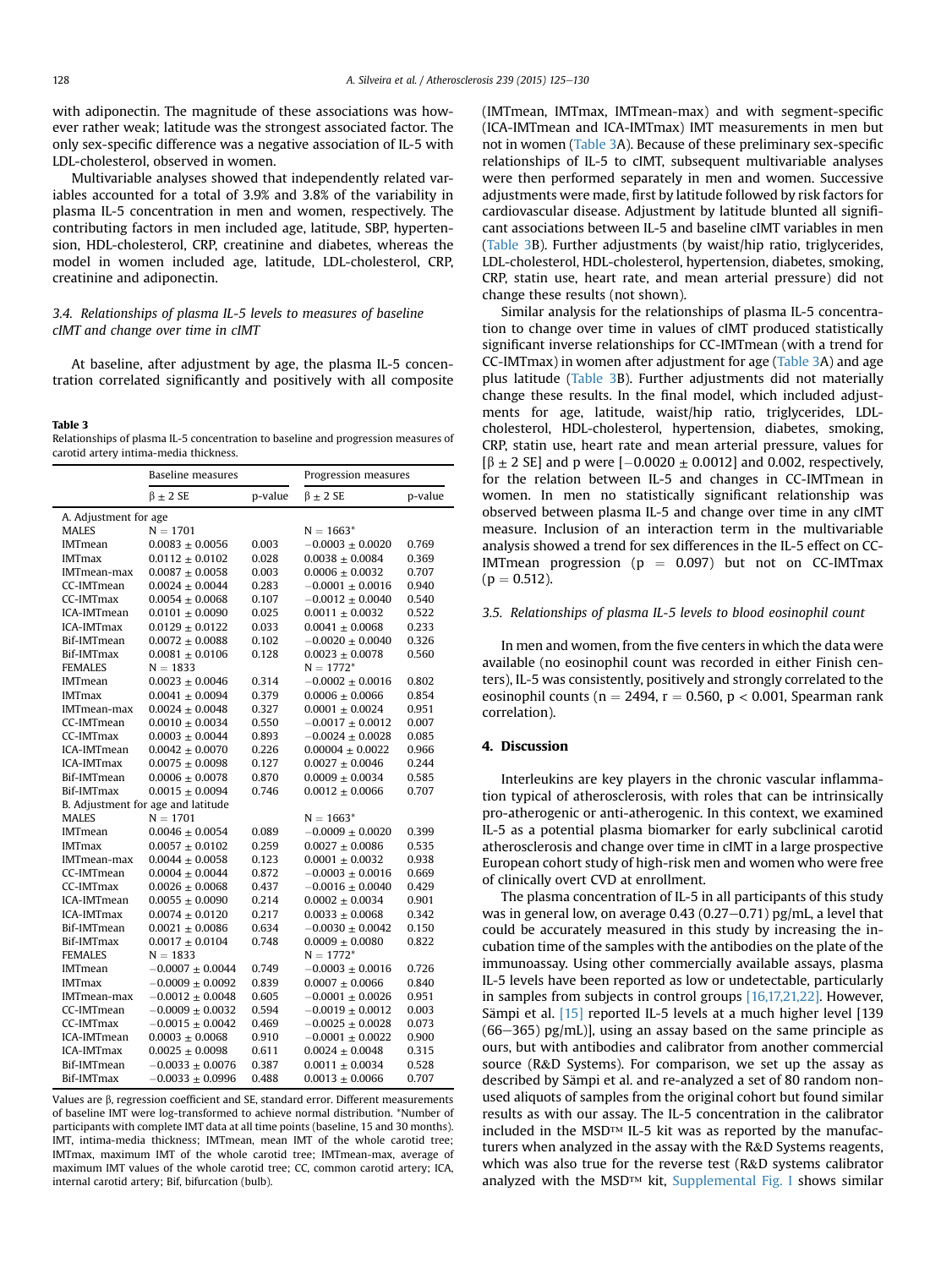with adiponectin. The magnitude of these associations was however rather weak; latitude was the strongest associated factor. The only sex-specific difference was a negative association of IL-5 with LDL-cholesterol, observed in women.

Multivariable analyses showed that independently related variables accounted for a total of 3.9% and 3.8% of the variability in plasma IL-5 concentration in men and women, respectively. The contributing factors in men included age, latitude, SBP, hypertension, HDL-cholesterol, CRP, creatinine and diabetes, whereas the model in women included age, latitude, LDL-cholesterol, CRP, creatinine and adiponectin.

### 3.4. Relationships of plasma IL-5 levels to measures of baseline cIMT and change over time in cIMT

At baseline, after adjustment by age, the plasma IL-5 concentration correlated significantly and positively with all composite (IMTmean, IMTmax, IMTmean-max) and with segment-specific (ICA-IMTmean and ICA-IMTmax) IMT measurements in men but not in women (Table 3A). Because of these preliminary sex-specific relationships of IL-5 to cIMT, subsequent multivariable analyses were then performed separately in men and women. Successive adjustments were made, first by latitude followed by risk factors for cardiovascular disease. Adjustment by latitude blunted all significant associations between IL-5 and baseline cIMT variables in men (Table 3B). Further adjustments (by waist/hip ratio, triglycerides, LDL-cholesterol, HDL-cholesterol, hypertension, diabetes, smoking, CRP, statin use, heart rate, and mean arterial pressure) did not change these results (not shown).

Similar analysis for the relationships of plasma IL-5 concentration to change over time in values of cIMT produced statistically significant inverse relationships for CC-IMTmean (with a trend for CC-IMTmax) in women after adjustment for age (Table 3A) and age plus latitude (Table 3B). Further adjustments did not materially change these results. In the final model, which included adjustments for age, latitude, waist/hip ratio, triglycerides, LDL-cholesterol, HDL-cholesterol, hypertension, diabetes, smoking, CRP, statin use, heart rate and mean arterial pressure, values for [β ± 2 SE] and p were [−0.0020 ± 0.0012] and 0.002, respectively, for the relation between IL-5 and changes in CC-IMTmean in women. In men no statistically significant relationship was observed between plasma IL-5 and change over time in any cIMT measure. Inclusion of an interaction term in the multivariable analysis showed a trend for sex differences in the IL-5 effect on CC-IMTmean progression ($p = 0.097$) but not on CC-IMTmax ($p = 0.512$).

**Table 3**
Relationships of plasma IL-5 concentration to baseline and progression measures of carotid artery intima-media thickness.

| | Baseline measures | | Progression measures | |
|---|---|---|---|---|
| | β ± 2 SE | p-value | β ± 2 SE | p-value |
| **A. Adjustment for age** | | | | |
| MALES | N = 1701 | | N = 1663* | |
| IMTmean | 0.0083 ± 0.0056 | 0.003 | −0.0003 ± 0.0020 | 0.769 |
| IMTmax | 0.0112 ± 0.0102 | 0.028 | 0.0038 ± 0.0084 | 0.369 |
| IMTmean-max | 0.0087 ± 0.0058 | 0.003 | 0.0006 ± 0.0032 | 0.707 |
| CC-IMTmean | 0.0024 ± 0.0044 | 0.283 | −0.0001 ± 0.0016 | 0.940 |
| CC-IMTmax | 0.0054 ± 0.0068 | 0.107 | −0.0012 ± 0.0040 | 0.540 |
| ICA-IMTmean | 0.0101 ± 0.0090 | 0.025 | 0.0011 ± 0.0032 | 0.522 |
| ICA-IMTmax | 0.0129 ± 0.0122 | 0.033 | 0.0041 ± 0.0068 | 0.233 |
| Bif-IMTmean | 0.0072 ± 0.0088 | 0.102 | −0.0020 ± 0.0040 | 0.326 |
| Bif-IMTmax | 0.0081 ± 0.0106 | 0.128 | 0.0023 ± 0.0078 | 0.560 |
| FEMALES | N = 1833 | | N = 1772* | |
| IMTmean | 0.0023 ± 0.0046 | 0.314 | −0.0002 ± 0.0016 | 0.802 |
| IMTmax | 0.0041 ± 0.0094 | 0.379 | 0.0006 ± 0.0066 | 0.854 |
| IMTmean-max | 0.0024 ± 0.0048 | 0.327 | 0.0001 ± 0.0024 | 0.951 |
| CC-IMTmean | 0.0010 ± 0.0034 | 0.550 | −0.0017 ± 0.0012 | 0.007 |
| CC-IMTmax | 0.0003 ± 0.0044 | 0.893 | −0.0024 ± 0.0028 | 0.085 |
| ICA-IMTmean | 0.0042 ± 0.0070 | 0.226 | 0.00004 ± 0.0022 | 0.966 |
| ICA-IMTmax | 0.0075 ± 0.0098 | 0.127 | 0.0027 ± 0.0046 | 0.244 |
| Bif-IMTmean | 0.0006 ± 0.0078 | 0.870 | 0.0009 ± 0.0034 | 0.585 |
| Bif-IMTmax | 0.0015 ± 0.0094 | 0.746 | 0.0012 ± 0.0066 | 0.707 |
| **B. Adjustment for age and latitude** | | | | |
| MALES | N = 1701 | | N = 1663* | |
| IMTmean | 0.0046 ± 0.0054 | 0.089 | −0.0009 ± 0.0020 | 0.399 |
| IMTmax | 0.0057 ± 0.0102 | 0.259 | 0.0027 ± 0.0086 | 0.535 |
| IMTmean-max | 0.0044 ± 0.0058 | 0.123 | 0.0001 ± 0.0032 | 0.938 |
| CC-IMTmean | 0.0004 ± 0.0044 | 0.872 | −0.0003 ± 0.0016 | 0.669 |
| CC-IMTmax | 0.0026 ± 0.0068 | 0.437 | −0.0016 ± 0.0040 | 0.429 |
| ICA-IMTmean | 0.0055 ± 0.0090 | 0.214 | 0.0002 ± 0.0034 | 0.901 |
| ICA-IMTmax | 0.0074 ± 0.0120 | 0.217 | 0.0033 ± 0.0068 | 0.342 |
| Bif-IMTmean | 0.0021 ± 0.0086 | 0.634 | −0.0030 ± 0.0042 | 0.150 |
| Bif-IMTmax | 0.0017 ± 0.0104 | 0.748 | 0.0009 ± 0.0080 | 0.822 |
| FEMALES | N = 1833 | | N = 1772* | |
| IMTmean | −0.0007 ± 0.0044 | 0.749 | −0.0003 ± 0.0016 | 0.726 |
| IMTmax | −0.0009 ± 0.0092 | 0.839 | 0.0007 ± 0.0066 | 0.840 |
| IMTmean-max | −0.0012 ± 0.0048 | 0.605 | −0.0001 ± 0.0026 | 0.951 |
| CC-IMTmean | −0.0009 ± 0.0032 | 0.594 | −0.0019 ± 0.0012 | 0.003 |
| CC-IMTmax | −0.0015 ± 0.0042 | 0.469 | −0.0025 ± 0.0028 | 0.073 |
| ICA-IMTmean | 0.0003 ± 0.0068 | 0.910 | −0.0001 ± 0.0022 | 0.900 |
| ICA-IMTmax | 0.0025 ± 0.0098 | 0.611 | 0.0024 ± 0.0048 | 0.315 |
| Bif-IMTmean | −0.0033 ± 0.0076 | 0.387 | 0.0011 ± 0.0034 | 0.528 |
| Bif-IMTmax | −0.0033 ± 0.0996 | 0.488 | 0.0013 ± 0.0066 | 0.707 |

Values are β, regression coefficient and SE, standard error. Different measurements of baseline IMT were log-transformed to achieve normal distribution. *Number of participants with complete IMT data at all time points (baseline, 15 and 30 months). IMT, intima-media thickness; IMTmean, mean IMT of the whole carotid tree; IMTmax, maximum IMT of the whole carotid tree; IMTmean-max, average of maximum IMT values of the whole carotid tree; CC, common carotid artery; ICA, internal carotid artery; Bif, bifurcation (bulb).

### 3.5. Relationships of plasma IL-5 levels to blood eosinophil count

In men and women, from the five centers in which the data were available (no eosinophil count was recorded in either Finish centers), IL-5 was consistently, positively and strongly correlated to the eosinophil counts ($n = 2494$, $r = 0.560$, $p < 0.001$, Spearman rank correlation).

## 4. Discussion

Interleukins are key players in the chronic vascular inflammation typical of atherosclerosis, with roles that can be intrinsically pro-atherogenic or anti-atherogenic. In this context, we examined IL-5 as a potential plasma biomarker for early subclinical carotid atherosclerosis and change over time in cIMT in a large prospective European cohort study of high-risk men and women who were free of clinically overt CVD at enrollment.

The plasma concentration of IL-5 in all participants of this study was in general low, on average 0.43 (0.27–0.71) pg/mL, a level that could be accurately measured in this study by increasing the incubation time of the samples with the antibodies on the plate of the immunoassay. Using other commercially available assays, plasma IL-5 levels have been reported as low or undetectable, particularly in samples from subjects in control groups [16,17,21,22]. However, Sämpi et al. [15] reported IL-5 levels at a much higher level [139 (66–365) pg/mL)], using an assay based on the same principle as ours, but with antibodies and calibrator from another commercial source (R&D Systems). For comparison, we set up the assay as described by Sämpi et al. and re-analyzed a set of 80 random non-used aliquots of samples from the original cohort but found similar results as with our assay. The IL-5 concentration in the calibrator included in the MSD™ IL-5 kit was as reported by the manufacturers when analyzed in the assay with the R&D Systems reagents, which was also true for the reverse test (R&D systems calibrator analyzed with the MSD™ kit, Supplemental Fig. I shows similar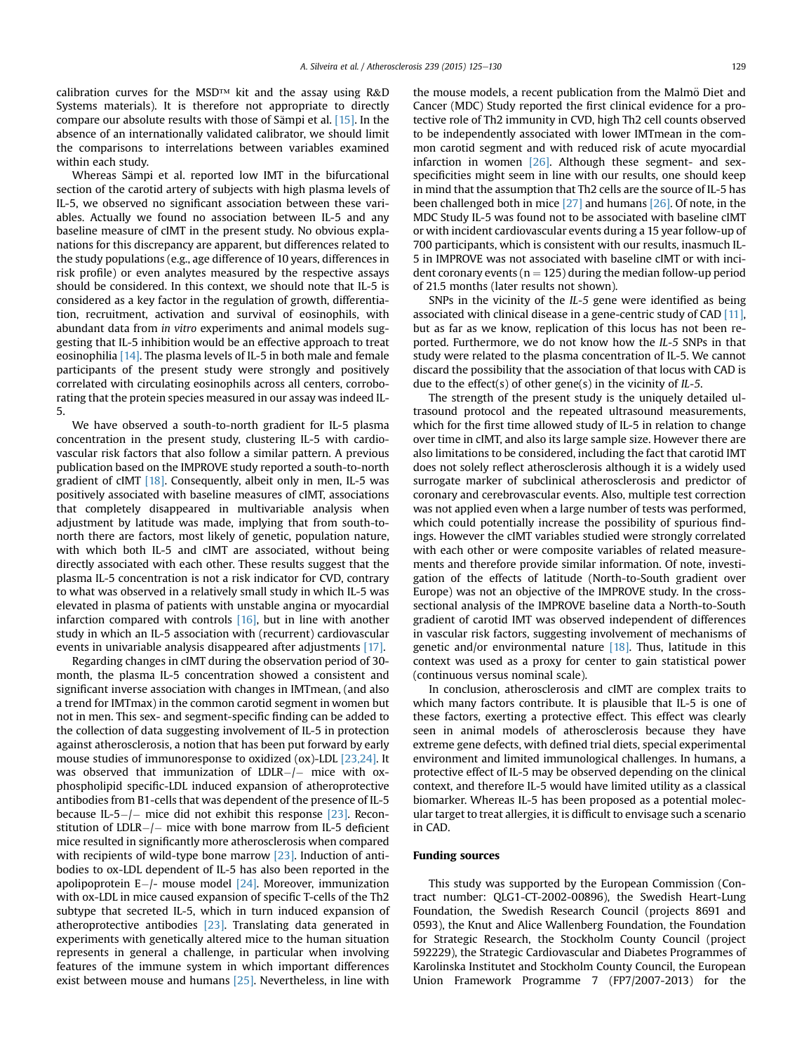calibration curves for the MSD™ kit and the assay using R&D Systems materials). It is therefore not appropriate to directly compare our absolute results with those of Sämpi et al. [15]. In the absence of an internationally validated calibrator, we should limit the comparisons to interrelations between variables examined within each study.

Whereas Sämpi et al. reported low IMT in the bifurcational section of the carotid artery of subjects with high plasma levels of IL-5, we observed no significant association between these variables. Actually we found no association between IL-5 and any baseline measure of cIMT in the present study. No obvious explanations for this discrepancy are apparent, but differences related to the study populations (e.g., age difference of 10 years, differences in risk profile) or even analytes measured by the respective assays should be considered. In this context, we should note that IL-5 is considered as a key factor in the regulation of growth, differentiation, recruitment, activation and survival of eosinophils, with abundant data from *in vitro* experiments and animal models suggesting that IL-5 inhibition would be an effective approach to treat eosinophilia [14]. The plasma levels of IL-5 in both male and female participants of the present study were strongly and positively correlated with circulating eosinophils across all centers, corroborating that the protein species measured in our assay was indeed IL-5.

We have observed a south-to-north gradient for IL-5 plasma concentration in the present study, clustering IL-5 with cardiovascular risk factors that also follow a similar pattern. A previous publication based on the IMPROVE study reported a south-to-north gradient of cIMT [18]. Consequently, albeit only in men, IL-5 was positively associated with baseline measures of cIMT, associations that completely disappeared in multivariable analysis when adjustment by latitude was made, implying that from south-to-north there are factors, most likely of genetic, population nature, with which both IL-5 and cIMT are associated, without being directly associated with each other. These results suggest that the plasma IL-5 concentration is not a risk indicator for CVD, contrary to what was observed in a relatively small study in which IL-5 was elevated in plasma of patients with unstable angina or myocardial infarction compared with controls [16], but in line with another study in which an IL-5 association with (recurrent) cardiovascular events in univariable analysis disappeared after adjustments [17].

Regarding changes in cIMT during the observation period of 30-month, the plasma IL-5 concentration showed a consistent and significant inverse association with changes in IMTmean, (and also a trend for IMTmax) in the common carotid segment in women but not in men. This sex- and segment-specific finding can be added to the collection of data suggesting involvement of IL-5 in protection against atherosclerosis, a notion that has been put forward by early mouse studies of immunoresponse to oxidized (ox)-LDL [23,24]. It was observed that immunization of LDLR−/− mice with ox-phospholipid specific-LDL induced expansion of atheroprotective antibodies from B1-cells that was dependent of the presence of IL-5 because IL-5−/− mice did not exhibit this response [23]. Reconstitution of LDLR−/− mice with bone marrow from IL-5 deficient mice resulted in significantly more atherosclerosis when compared with recipients of wild-type bone marrow [23]. Induction of antibodies to ox-LDL dependent of IL-5 has also been reported in the apolipoprotein E−/- mouse model [24]. Moreover, immunization with ox-LDL in mice caused expansion of specific T-cells of the Th2 subtype that secreted IL-5, which in turn induced expansion of atheroprotective antibodies [23]. Translating data generated in experiments with genetically altered mice to the human situation represents in general a challenge, in particular when involving features of the immune system in which important differences exist between mouse and humans [25]. Nevertheless, in line with the mouse models, a recent publication from the Malmö Diet and Cancer (MDC) Study reported the first clinical evidence for a protective role of Th2 immunity in CVD, high Th2 cell counts observed to be independently associated with lower IMTmean in the common carotid segment and with reduced risk of acute myocardial infarction in women [26]. Although these segment- and sex-specificities might seem in line with our results, one should keep in mind that the assumption that Th2 cells are the source of IL-5 has been challenged both in mice [27] and humans [26]. Of note, in the MDC Study IL-5 was found not to be associated with baseline cIMT or with incident cardiovascular events during a 15 year follow-up of 700 participants, which is consistent with our results, inasmuch IL-5 in IMPROVE was not associated with baseline cIMT or with incident coronary events (n = 125) during the median follow-up period of 21.5 months (later results not shown).

SNPs in the vicinity of the *IL-5* gene were identified as being associated with clinical disease in a gene-centric study of CAD [11], but as far as we know, replication of this locus has not been reported. Furthermore, we do not know how the *IL-5* SNPs in that study were related to the plasma concentration of IL-5. We cannot discard the possibility that the association of that locus with CAD is due to the effect(s) of other gene(s) in the vicinity of *IL-5*.

The strength of the present study is the uniquely detailed ultrasound protocol and the repeated ultrasound measurements, which for the first time allowed study of IL-5 in relation to change over time in cIMT, and also its large sample size. However there are also limitations to be considered, including the fact that carotid IMT does not solely reflect atherosclerosis although it is a widely used surrogate marker of subclinical atherosclerosis and predictor of coronary and cerebrovascular events. Also, multiple test correction was not applied even when a large number of tests was performed, which could potentially increase the possibility of spurious findings. However the cIMT variables studied were strongly correlated with each other or were composite variables of related measurements and therefore provide similar information. Of note, investigation of the effects of latitude (North-to-South gradient over Europe) was not an objective of the IMPROVE study. In the cross-sectional analysis of the IMPROVE baseline data a North-to-South gradient of carotid IMT was observed independent of differences in vascular risk factors, suggesting involvement of mechanisms of genetic and/or environmental nature [18]. Thus, latitude in this context was used as a proxy for center to gain statistical power (continuous versus nominal scale).

In conclusion, atherosclerosis and cIMT are complex traits to which many factors contribute. It is plausible that IL-5 is one of these factors, exerting a protective effect. This effect was clearly seen in animal models of atherosclerosis because they have extreme gene defects, with defined trial diets, special experimental environment and limited immunological challenges. In humans, a protective effect of IL-5 may be observed depending on the clinical context, and therefore IL-5 would have limited utility as a classical biomarker. Whereas IL-5 has been proposed as a potential molecular target to treat allergies, it is difficult to envisage such a scenario in CAD.

## Funding sources

This study was supported by the European Commission (Contract number: QLG1-CT-2002-00896), the Swedish Heart-Lung Foundation, the Swedish Research Council (projects 8691 and 0593), the Knut and Alice Wallenberg Foundation, the Foundation for Strategic Research, the Stockholm County Council (project 592229), the Strategic Cardiovascular and Diabetes Programmes of Karolinska Institutet and Stockholm County Council, the European Union Framework Programme 7 (FP7/2007-2013) for the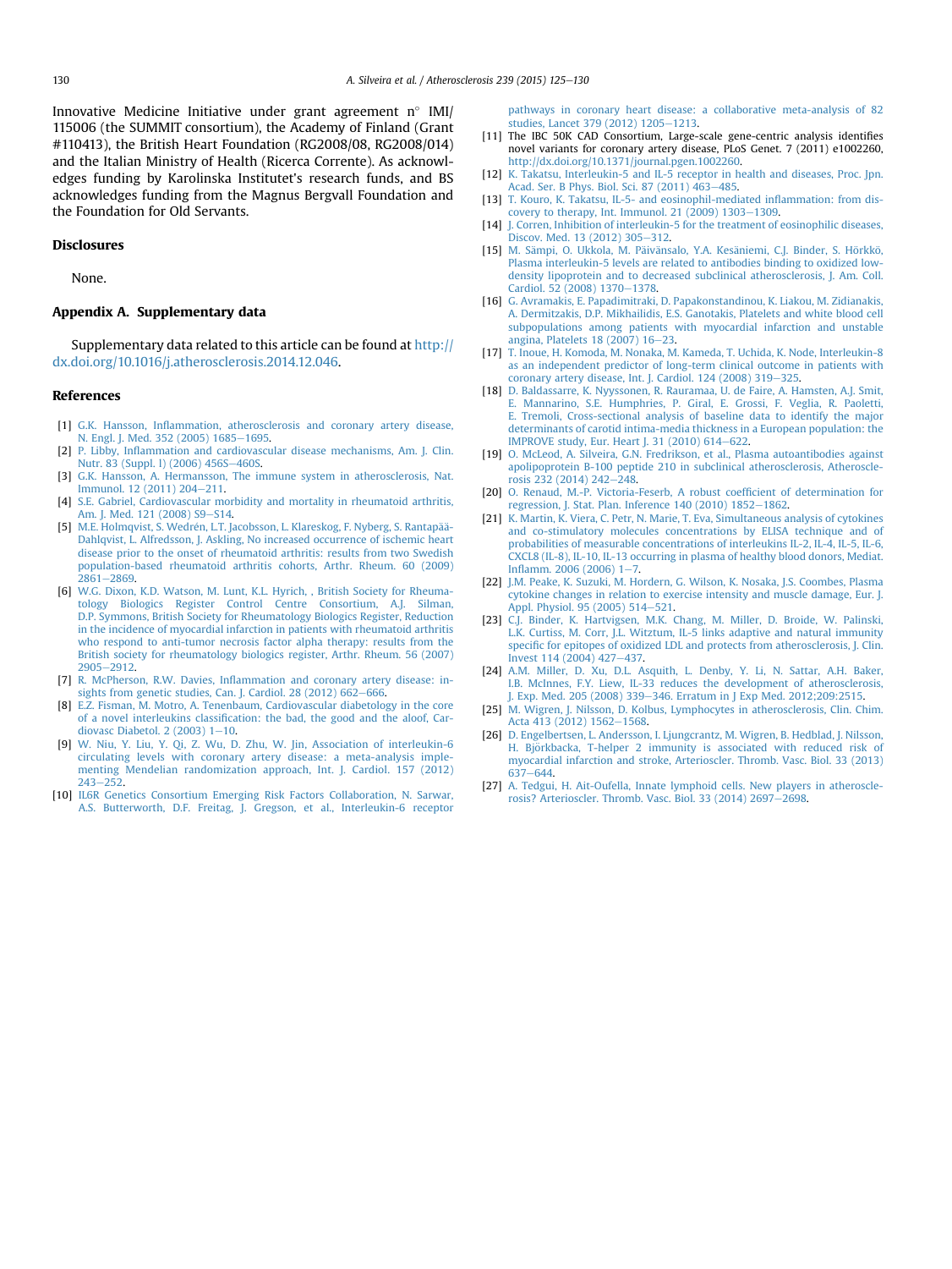Innovative Medicine Initiative under grant agreement n° IMI/115006 (the SUMMIT consortium), the Academy of Finland (Grant #110413), the British Heart Foundation (RG2008/08, RG2008/014) and the Italian Ministry of Health (Ricerca Corrente). As acknowledges funding by Karolinska Institutet's research funds, and BS acknowledges funding from the Magnus Bergvall Foundation and the Foundation for Old Servants.

## Disclosures

None.

## Appendix A. Supplementary data

Supplementary data related to this article can be found at http://dx.doi.org/10.1016/j.atherosclerosis.2014.12.046.

## References

[1] G.K. Hansson, Inflammation, atherosclerosis and coronary artery disease, N. Engl. J. Med. 352 (2005) 1685–1695.

[2] P. Libby, Inflammation and cardiovascular disease mechanisms, Am. J. Clin. Nutr. 83 (Suppl. l) (2006) 456S–460S.

[3] G.K. Hansson, A. Hermansson, The immune system in atherosclerosis, Nat. Immunol. 12 (2011) 204–211.

[4] S.E. Gabriel, Cardiovascular morbidity and mortality in rheumatoid arthritis, Am. J. Med. 121 (2008) S9–S14.

[5] M.E. Holmqvist, S. Wedrén, L.T. Jacobsson, L. Klareskog, F. Nyberg, S. Rantapää-Dahlqvist, L. Alfredsson, J. Askling, No increased occurrence of ischemic heart disease prior to the onset of rheumatoid arthritis: results from two Swedish population-based rheumatoid arthritis cohorts, Arthr. Rheum. 60 (2009) 2861–2869.

[6] W.G. Dixon, K.D. Watson, M. Lunt, K.L. Hyrich, , British Society for Rheumatology Biologics Register Control Centre Consortium, A.J. Silman, D.P. Symmons, British Society for Rheumatology Biologics Register, Reduction in the incidence of myocardial infarction in patients with rheumatoid arthritis who respond to anti-tumor necrosis factor alpha therapy: results from the British society for rheumatology biologics register, Arthr. Rheum. 56 (2007) 2905–2912.

[7] R. McPherson, R.W. Davies, Inflammation and coronary artery disease: insights from genetic studies, Can. J. Cardiol. 28 (2012) 662–666.

[8] E.Z. Fisman, M. Motro, A. Tenenbaum, Cardiovascular diabetology in the core of a novel interleukins classification: the bad, the good and the aloof, Cardiovasc Diabetol. 2 (2003) 1–10.

[9] W. Niu, Y. Liu, Y. Qi, Z. Wu, D. Zhu, W. Jin, Association of interleukin-6 circulating levels with coronary artery disease: a meta-analysis implementing Mendelian randomization approach, Int. J. Cardiol. 157 (2012) 243–252.

[10] IL6R Genetics Consortium Emerging Risk Factors Collaboration, N. Sarwar, A.S. Butterworth, D.F. Freitag, J. Gregson, et al., Interleukin-6 receptor pathways in coronary heart disease: a collaborative meta-analysis of 82 studies, Lancet 379 (2012) 1205–1213.

[11] The IBC 50K CAD Consortium, Large-scale gene-centric analysis identifies novel variants for coronary artery disease, PLoS Genet. 7 (2011) e1002260, http://dx.doi.org/10.1371/journal.pgen.1002260.

[12] K. Takatsu, Interleukin-5 and IL-5 receptor in health and diseases, Proc. Jpn. Acad. Ser. B Phys. Biol. Sci. 87 (2011) 463–485.

[13] T. Kouro, K. Takatsu, IL-5- and eosinophil-mediated inflammation: from discovery to therapy, Int. Immunol. 21 (2009) 1303–1309.

[14] J. Corren, Inhibition of interleukin-5 for the treatment of eosinophilic diseases, Discov. Med. 13 (2012) 305–312.

[15] M. Sämpi, O. Ukkola, M. Päivänsalo, Y.A. Kesäniemi, C.J. Binder, S. Hörkkö, Plasma interleukin-5 levels are related to antibodies binding to oxidized low-density lipoprotein and to decreased subclinical atherosclerosis, J. Am. Coll. Cardiol. 52 (2008) 1370–1378.

[16] G. Avramakis, E. Papadimitraki, D. Papakonstandinou, K. Liakou, M. Zidianakis, A. Dermitzakis, D.P. Mikhailidis, E.S. Ganotakis, Platelets and white blood cell subpopulations among patients with myocardial infarction and unstable angina, Platelets 18 (2007) 16–23.

[17] T. Inoue, H. Komoda, M. Nonaka, M. Kameda, T. Uchida, K. Node, Interleukin-8 as an independent predictor of long-term clinical outcome in patients with coronary artery disease, Int. J. Cardiol. 124 (2008) 319–325.

[18] D. Baldassarre, K. Nyyssonen, R. Rauramaa, U. de Faire, A. Hamsten, A.J. Smit, E. Mannarino, S.E. Humphries, P. Giral, E. Grossi, F. Veglia, R. Paoletti, E. Tremoli, Cross-sectional analysis of baseline data to identify the major determinants of carotid intima-media thickness in a European population: the IMPROVE study, Eur. Heart J. 31 (2010) 614–622.

[19] O. McLeod, A. Silveira, G.N. Fredrikson, et al., Plasma autoantibodies against apolipoprotein B-100 peptide 210 in subclinical atherosclerosis, Atherosclerosis 232 (2014) 242–248.

[20] O. Renaud, M.-P. Victoria-Feserb, A robust coefficient of determination for regression, J. Stat. Plan. Inference 140 (2010) 1852–1862.

[21] K. Martin, K. Viera, C. Petr, N. Marie, T. Eva, Simultaneous analysis of cytokines and co-stimulatory molecules concentrations by ELISA technique and of probabilities of measurable concentrations of interleukins IL-2, IL-4, IL-5, IL-6, CXCL8 (IL-8), IL-10, IL-13 occurring in plasma of healthy blood donors, Mediat. Inflamm. 2006 (2006) 1–7.

[22] J.M. Peake, K. Suzuki, M. Hordern, G. Wilson, K. Nosaka, J.S. Coombes, Plasma cytokine changes in relation to exercise intensity and muscle damage, Eur. J. Appl. Physiol. 95 (2005) 514–521.

[23] C.J. Binder, K. Hartvigsen, M.K. Chang, M. Miller, D. Broide, W. Palinski, L.K. Curtiss, M. Corr, J.L. Witztum, IL-5 links adaptive and natural immunity specific for epitopes of oxidized LDL and protects from atherosclerosis, J. Clin. Invest 114 (2004) 427–437.

[24] A.M. Miller, D. Xu, D.L. Asquith, L. Denby, Y. Li, N. Sattar, A.H. Baker, I.B. McInnes, F.Y. Liew, IL-33 reduces the development of atherosclerosis, J. Exp. Med. 205 (2008) 339–346. Erratum in J Exp Med. 2012;209:2515.

[25] M. Wigren, J. Nilsson, D. Kolbus, Lymphocytes in atherosclerosis, Clin. Chim. Acta 413 (2012) 1562–1568.

[26] D. Engelbertsen, L. Andersson, I. Ljungcrantz, M. Wigren, B. Hedblad, J. Nilsson, H. Björkbacka, T-helper 2 immunity is associated with reduced risk of myocardial infarction and stroke, Arterioscler. Thromb. Vasc. Biol. 33 (2013) 637–644.

[27] A. Tedgui, H. Ait-Oufella, Innate lymphoid cells. New players in atherosclerosis? Arterioscler. Thromb. Vasc. Biol. 33 (2014) 2697–2698.